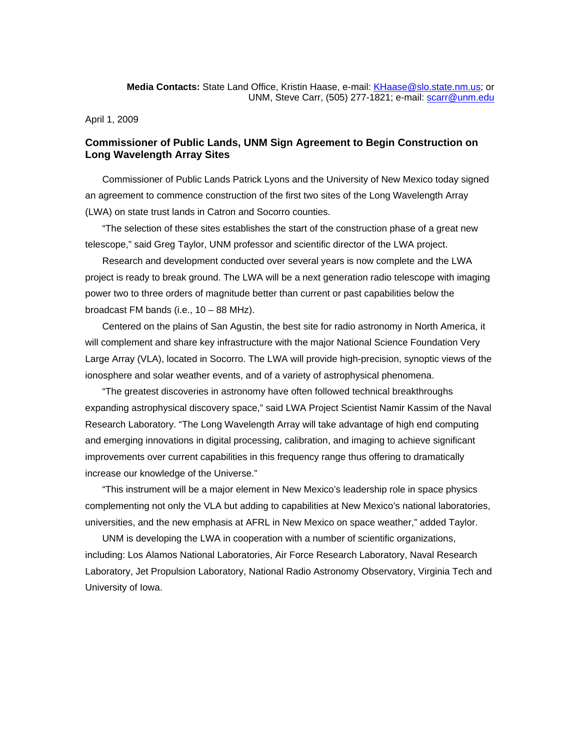**Media Contacts:** State Land Office, Kristin Haase, e-mail: KHaase@slo.state.nm.us; or UNM, Steve Carr, (505) 277-1821; e-mail: scarr@unm.edu

April 1, 2009

## Commissioner of Public Lands, UNM Sign Agreement to Begin Construction on Long Wavelength Array Sites

Commissioner of Public Lands Patrick Lyons and the University of New Mexico today signed an agreement to commence construction of the first two sites of the Long Wavelength Array (LWA) on state trust lands in Catron and Socorro counties.

"The selection of these sites establishes the start of the construction phase of a great new telescope," said Greg Taylor, UNM professor and scientific director of the LWA project.

Research and development conducted over several years is now complete and the LWA project is ready to break ground. The LWA will be a next generation radio telescope with imaging power two to three orders of magnitude better than current or past capabilities below the broadcast FM bands (i.e., 10 – 88 MHz).

Centered on the plains of San Agustin, the best site for radio astronomy in North America, it will complement and share key infrastructure with the major National Science Foundation Very Large Array (VLA), located in Socorro. The LWA will provide high-precision, synoptic views of the ionosphere and solar weather events, and of a variety of astrophysical phenomena.

"The greatest discoveries in astronomy have often followed technical breakthroughs expanding astrophysical discovery space," said LWA Project Scientist Namir Kassim of the Naval Research Laboratory. "The Long Wavelength Array will take advantage of high end computing and emerging innovations in digital processing, calibration, and imaging to achieve significant improvements over current capabilities in this frequency range thus offering to dramatically increase our knowledge of the Universe."

"This instrument will be a major element in New Mexico's leadership role in space physics complementing not only the VLA but adding to capabilities at New Mexico's national laboratories, universities, and the new emphasis at AFRL in New Mexico on space weather," added Taylor.

UNM is developing the LWA in cooperation with a number of scientific organizations, including: Los Alamos National Laboratories, Air Force Research Laboratory, Naval Research Laboratory, Jet Propulsion Laboratory, National Radio Astronomy Observatory, Virginia Tech and University of Iowa.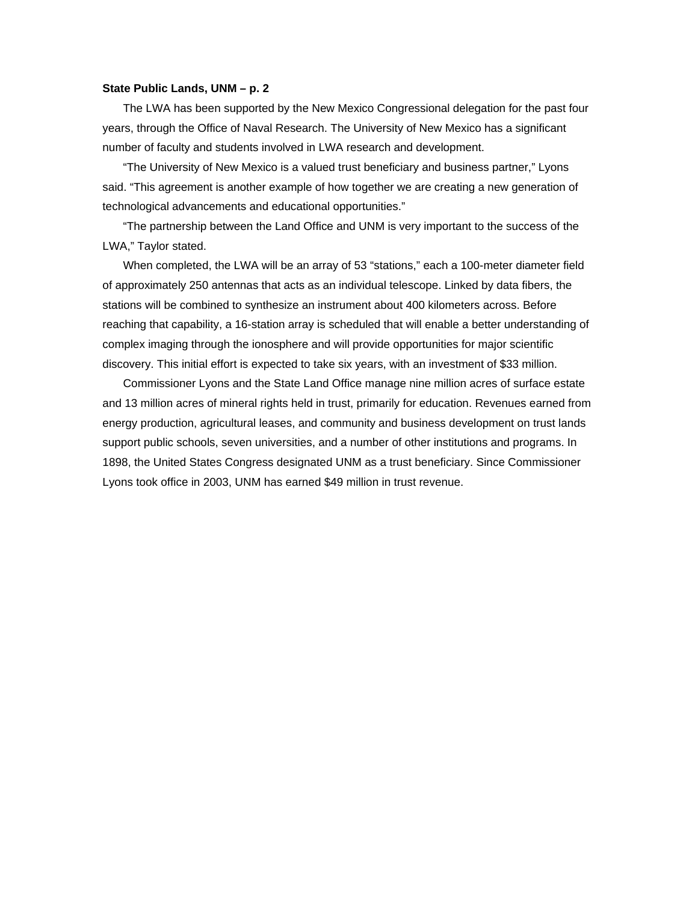The LWA has been supported by the New Mexico Congressional delegation for the past four years, through the Office of Naval Research. The University of New Mexico has a significant number of faculty and students involved in LWA research and development.

"The University of New Mexico is a valued trust beneficiary and business partner," Lyons said. "This agreement is another example of how together we are creating a new generation of technological advancements and educational opportunities."

"The partnership between the Land Office and UNM is very important to the success of the LWA," Taylor stated.

When completed, the LWA will be an array of 53 "stations," each a 100-meter diameter field of approximately 250 antennas that acts as an individual telescope. Linked by data fibers, the stations will be combined to synthesize an instrument about 400 kilometers across. Before reaching that capability, a 16-station array is scheduled that will enable a better understanding of complex imaging through the ionosphere and will provide opportunities for major scientific discovery. This initial effort is expected to take six years, with an investment of $33 million.

Commissioner Lyons and the State Land Office manage nine million acres of surface estate and 13 million acres of mineral rights held in trust, primarily for education. Revenues earned from energy production, agricultural leases, and community and business development on trust lands support public schools, seven universities, and a number of other institutions and programs. In 1898, the United States Congress designated UNM as a trust beneficiary. Since Commissioner Lyons took office in 2003, UNM has earned $49 million in trust revenue.